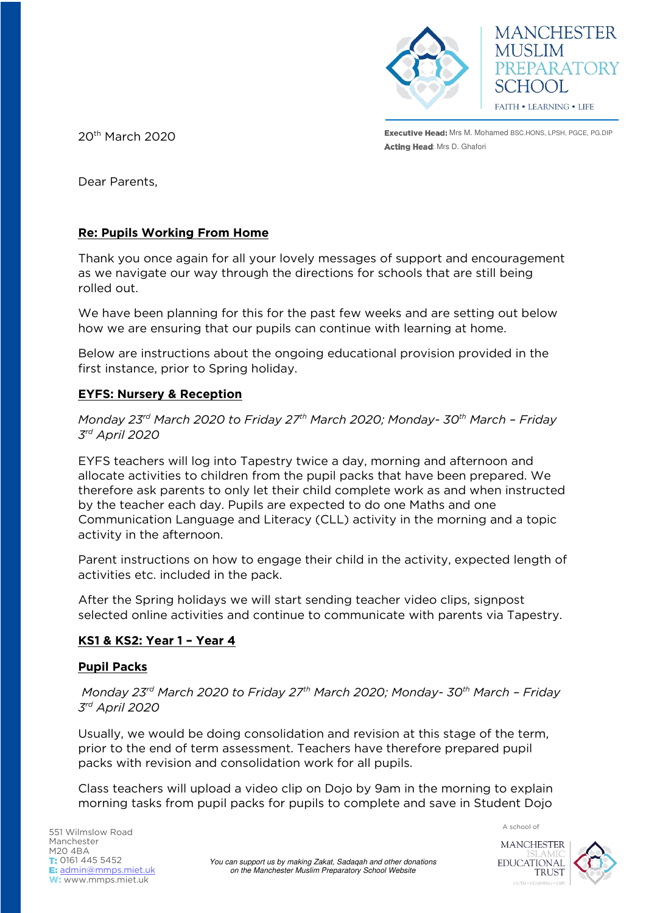MANCHESTER MUSLIM PREPARATORY SCHOOL

FAITH • LEARNING • LIFE

**Executive Head:** Mrs M. Mohamed BSC.HONS, LPSH, PGCE, PG.DIP
**Acting Head**: Mrs D. Ghafori

20th March 2020

Dear Parents,

**Re: Pupils Working From Home**

Thank you once again for all your lovely messages of support and encouragement as we navigate our way through the directions for schools that are still being rolled out.

We have been planning for this for the past few weeks and are setting out below how we are ensuring that our pupils can continue with learning at home.

Below are instructions about the ongoing educational provision provided in the first instance, prior to Spring holiday.

**EYFS: Nursery & Reception**

*Monday 23rd March 2020 to Friday 27th March 2020; Monday- 30th March – Friday 3rd April 2020*

EYFS teachers will log into Tapestry twice a day, morning and afternoon and allocate activities to children from the pupil packs that have been prepared. We therefore ask parents to only let their child complete work as and when instructed by the teacher each day. Pupils are expected to do one Maths and one Communication Language and Literacy (CLL) activity in the morning and a topic activity in the afternoon.

Parent instructions on how to engage their child in the activity, expected length of activities etc. included in the pack.

After the Spring holidays we will start sending teacher video clips, signpost selected online activities and continue to communicate with parents via Tapestry.

**KS1 & KS2: Year 1 – Year 4**

**Pupil Packs**

*Monday 23rd March 2020 to Friday 27th March 2020; Monday- 30th March – Friday 3rd April 2020*

Usually, we would be doing consolidation and revision at this stage of the term, prior to the end of term assessment. Teachers have therefore prepared pupil packs with revision and consolidation work for all pupils.

Class teachers will upload a video clip on Dojo by 9am in the morning to explain morning tasks from pupil packs for pupils to complete and save in Student Dojo

551 Wilmslow Road
Manchester
M20 4BA
T: 0161 445 5452
E: admin@mmps.miet.uk
W: www.mmps.miet.uk

*You can support us by making Zakat, Sadaqah and other donations on the Manchester Muslim Preparatory School Website*

A school of MANCHESTER ISLAMIC EDUCATIONAL TRUST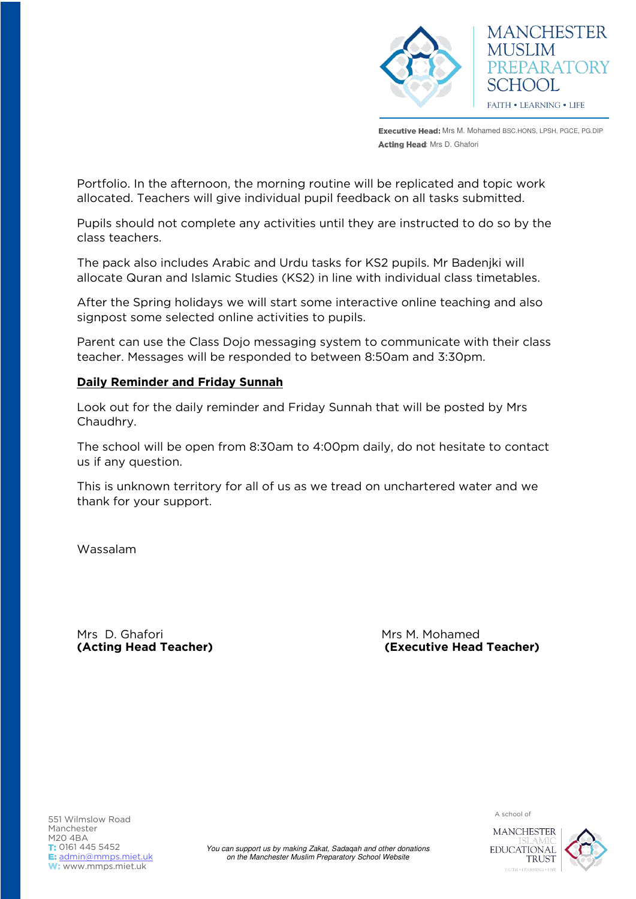Portfolio. In the afternoon, the morning routine will be replicated and topic work allocated. Teachers will give individual pupil feedback on all tasks submitted.

Pupils should not complete any activities until they are instructed to do so by the class teachers.

The pack also includes Arabic and Urdu tasks for KS2 pupils. Mr Badenjki will allocate Quran and Islamic Studies (KS2) in line with individual class timetables.

After the Spring holidays we will start some interactive online teaching and also signpost some selected online activities to pupils.

Parent can use the Class Dojo messaging system to communicate with their class teacher. Messages will be responded to between 8:50am and 3:30pm.

**Daily Reminder and Friday Sunnah**

Look out for the daily reminder and Friday Sunnah that will be posted by Mrs Chaudhry.

The school will be open from 8:30am to 4:00pm daily, do not hesitate to contact us if any question.

This is unknown territory for all of us as we tread on unchartered water and we thank for your support.

Wassalam

Mrs D. Ghafori
**(Acting Head Teacher)**

Mrs M. Mohamed
**(Executive Head Teacher)**